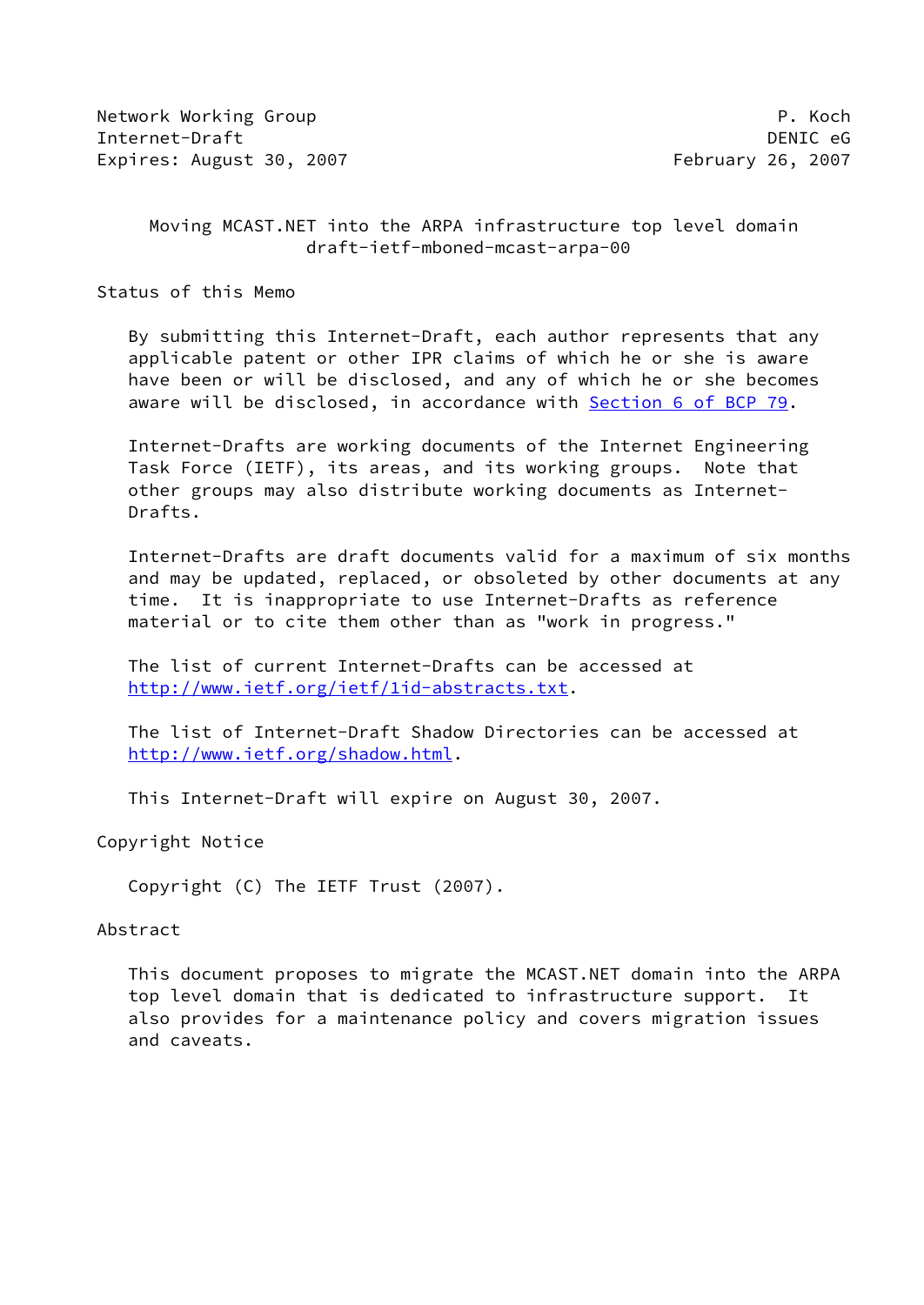Network Working Group P. Koch
Internet-Draft DENIC eG
Expires: August 30, 2007 February 26, 2007

# Moving MCAST.NET into the ARPA infrastructure top level domain
draft-ietf-mboned-mcast-arpa-00

## Status of this Memo

By submitting this Internet-Draft, each author represents that any applicable patent or other IPR claims of which he or she is aware have been or will be disclosed, and any of which he or she becomes aware will be disclosed, in accordance with Section 6 of BCP 79.

Internet-Drafts are working documents of the Internet Engineering Task Force (IETF), its areas, and its working groups. Note that other groups may also distribute working documents as Internet-Drafts.

Internet-Drafts are draft documents valid for a maximum of six months and may be updated, replaced, or obsoleted by other documents at any time. It is inappropriate to use Internet-Drafts as reference material or to cite them other than as "work in progress."

The list of current Internet-Drafts can be accessed at http://www.ietf.org/ietf/1id-abstracts.txt.

The list of Internet-Draft Shadow Directories can be accessed at http://www.ietf.org/shadow.html.

This Internet-Draft will expire on August 30, 2007.

## Copyright Notice

Copyright (C) The IETF Trust (2007).

## Abstract

This document proposes to migrate the MCAST.NET domain into the ARPA top level domain that is dedicated to infrastructure support. It also provides for a maintenance policy and covers migration issues and caveats.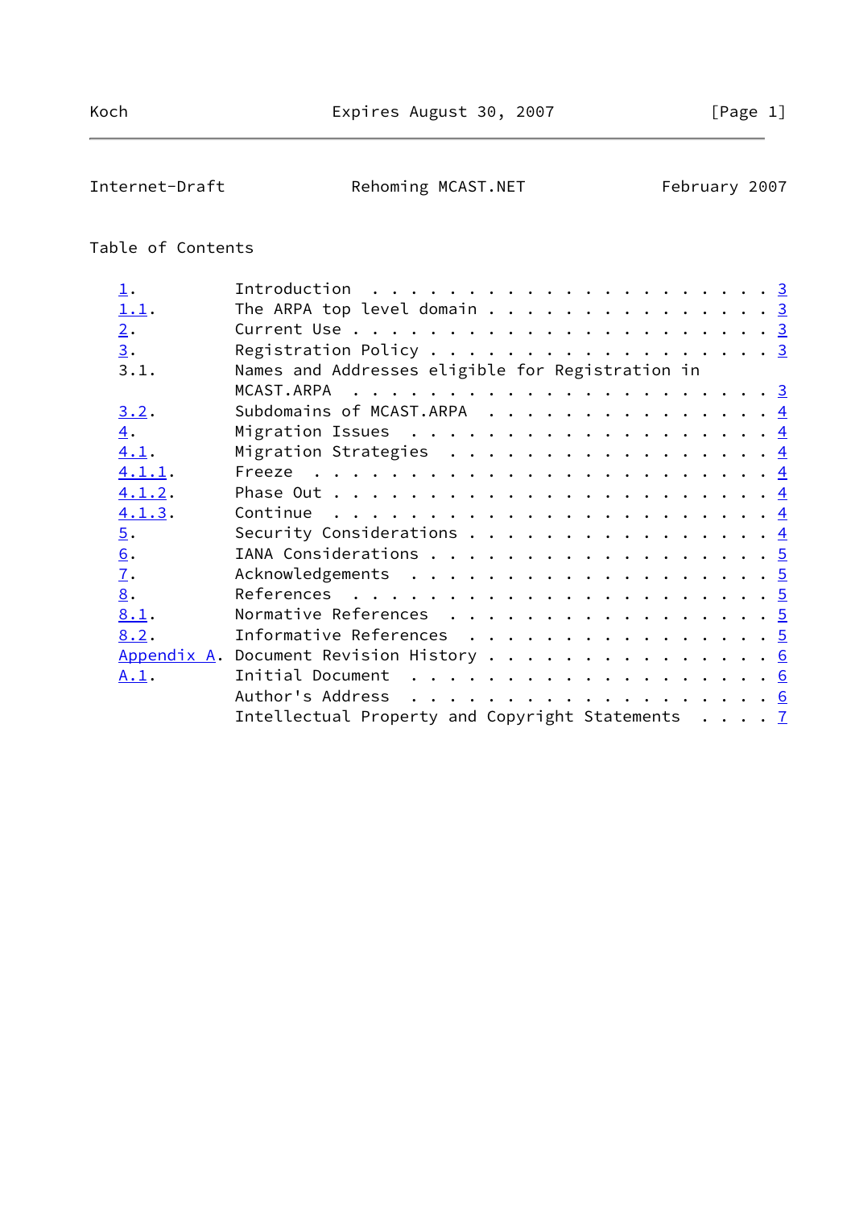Table of Contents

```
   1.          Introduction . . . . . . . . . . . . . . . . . . . . . . 3
   1.1.        The ARPA top level domain . . . . . . . . . . . . . . . 3
   2.          Current Use . . . . . . . . . . . . . . . . . . . . . . 3
   3.          Registration Policy . . . . . . . . . . . . . . . . . . 3
   3.1.        Names and Addresses eligible for Registration in
               MCAST.ARPA  . . . . . . . . . . . . . . . . . . . . . . 3
   3.2.        Subdomains of MCAST.ARPA  . . . . . . . . . . . . . . . 4
   4.          Migration Issues  . . . . . . . . . . . . . . . . . . . 4
   4.1.        Migration Strategies  . . . . . . . . . . . . . . . . . 4
   4.1.1.      Freeze  . . . . . . . . . . . . . . . . . . . . . . . . 4
   4.1.2.      Phase Out . . . . . . . . . . . . . . . . . . . . . . . 4
   4.1.3.      Continue  . . . . . . . . . . . . . . . . . . . . . . . 4
   5.          Security Considerations . . . . . . . . . . . . . . . . 4
   6.          IANA Considerations . . . . . . . . . . . . . . . . . . 5
   7.          Acknowledgements  . . . . . . . . . . . . . . . . . . . 5
   8.          References  . . . . . . . . . . . . . . . . . . . . . . 5
   8.1.        Normative References  . . . . . . . . . . . . . . . . . 5
   8.2.        Informative References  . . . . . . . . . . . . . . . . 5
   Appendix A. Document Revision History . . . . . . . . . . . . . . . 6
   A.1.        Initial Document  . . . . . . . . . . . . . . . . . . . 6
               Author's Address  . . . . . . . . . . . . . . . . . . . 6
               Intellectual Property and Copyright Statements  . . . . 7
```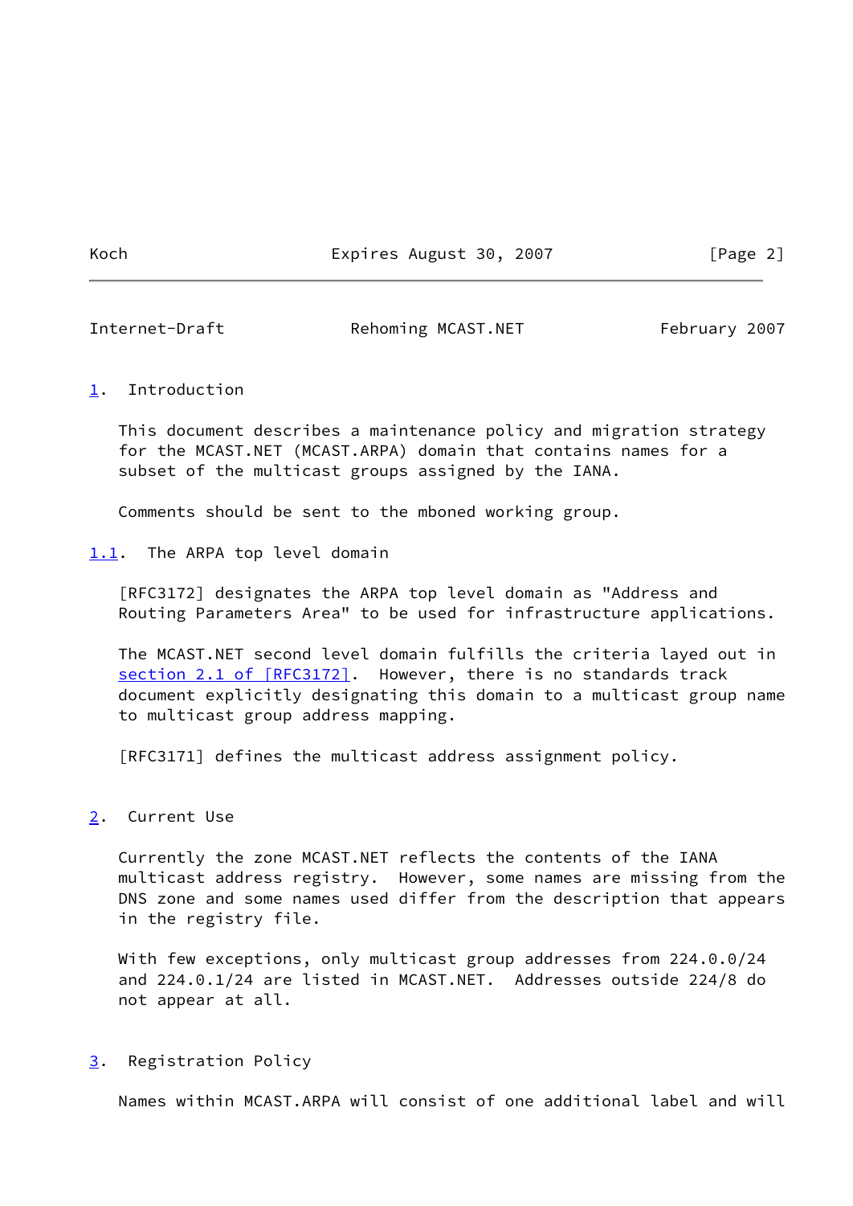## 1. Introduction

This document describes a maintenance policy and migration strategy for the MCAST.NET (MCAST.ARPA) domain that contains names for a subset of the multicast groups assigned by the IANA.

Comments should be sent to the mboned working group.

### 1.1. The ARPA top level domain

[RFC3172] designates the ARPA top level domain as "Address and Routing Parameters Area" to be used for infrastructure applications.

The MCAST.NET second level domain fulfills the criteria layed out in section 2.1 of [RFC3172]. However, there is no standards track document explicitly designating this domain to a multicast group name to multicast group address mapping.

[RFC3171] defines the multicast address assignment policy.

## 2. Current Use

Currently the zone MCAST.NET reflects the contents of the IANA multicast address registry. However, some names are missing from the DNS zone and some names used differ from the description that appears in the registry file.

With few exceptions, only multicast group addresses from 224.0.0/24 and 224.0.1/24 are listed in MCAST.NET. Addresses outside 224/8 do not appear at all.

## 3. Registration Policy

Names within MCAST.ARPA will consist of one additional label and will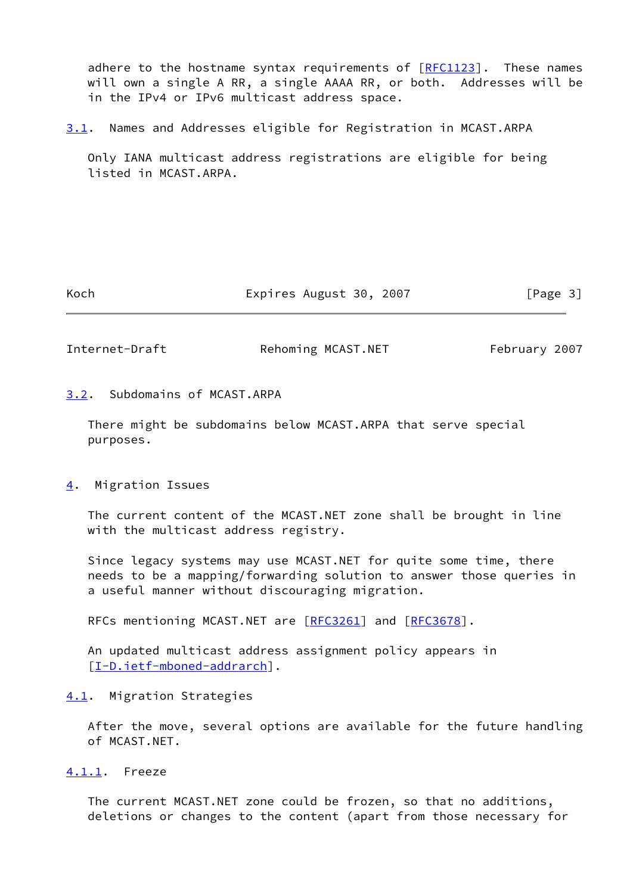adhere to the hostname syntax requirements of [RFC1123]. These names will own a single A RR, a single AAAA RR, or both. Addresses will be in the IPv4 or IPv6 multicast address space.

### 3.1. Names and Addresses eligible for Registration in MCAST.ARPA

Only IANA multicast address registrations are eligible for being listed in MCAST.ARPA.

### 3.2. Subdomains of MCAST.ARPA

There might be subdomains below MCAST.ARPA that serve special purposes.

## 4. Migration Issues

The current content of the MCAST.NET zone shall be brought in line with the multicast address registry.

Since legacy systems may use MCAST.NET for quite some time, there needs to be a mapping/forwarding solution to answer those queries in a useful manner without discouraging migration.

RFCs mentioning MCAST.NET are [RFC3261] and [RFC3678].

An updated multicast address assignment policy appears in [I-D.ietf-mboned-addrarch].

### 4.1. Migration Strategies

After the move, several options are available for the future handling of MCAST.NET.

#### 4.1.1. Freeze

The current MCAST.NET zone could be frozen, so that no additions, deletions or changes to the content (apart from those necessary for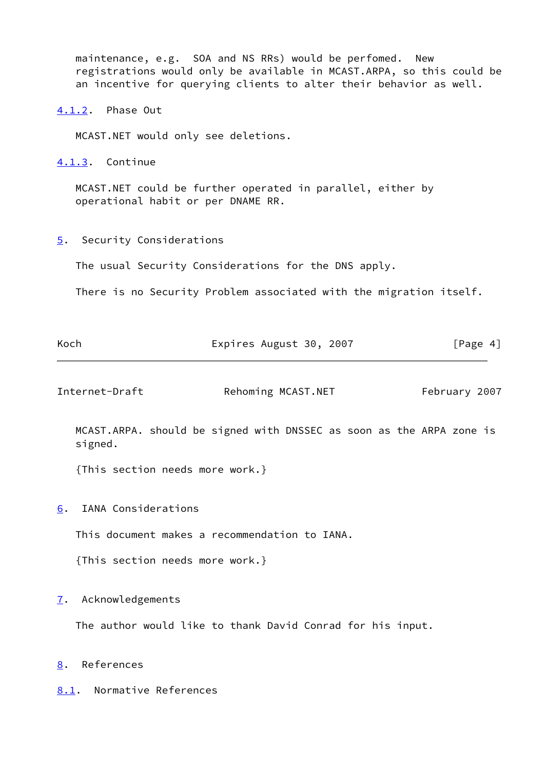maintenance, e.g. SOA and NS RRs) would be perfomed. New registrations would only be available in MCAST.ARPA, so this could be an incentive for querying clients to alter their behavior as well.

### 4.1.2. Phase Out

MCAST.NET would only see deletions.

### 4.1.3. Continue

MCAST.NET could be further operated in parallel, either by operational habit or per DNAME RR.

## 5. Security Considerations

The usual Security Considerations for the DNS apply.

There is no Security Problem associated with the migration itself.

MCAST.ARPA. should be signed with DNSSEC as soon as the ARPA zone is signed.

{This section needs more work.}

## 6. IANA Considerations

This document makes a recommendation to IANA.

{This section needs more work.}

## 7. Acknowledgements

The author would like to thank David Conrad for his input.

## 8. References

### 8.1. Normative References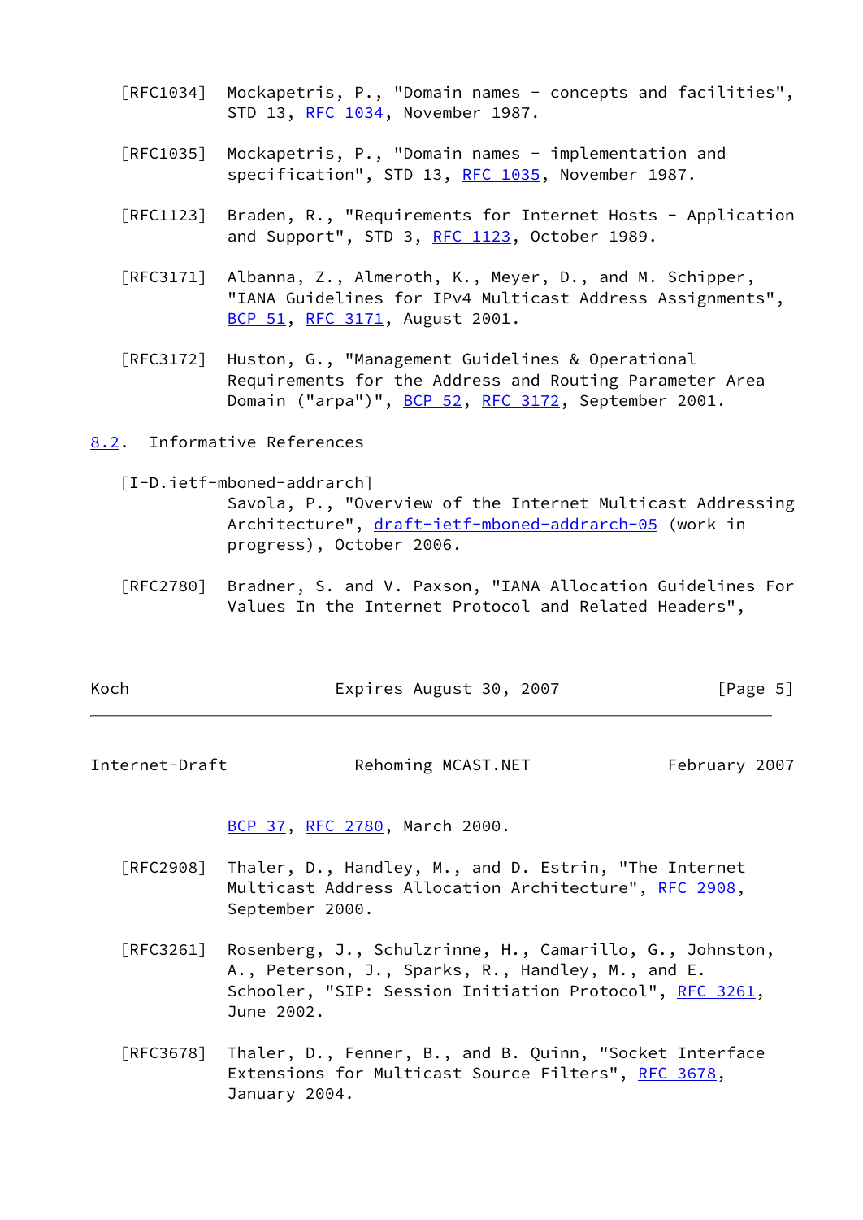[RFC1034] Mockapetris, P., "Domain names - concepts and facilities", STD 13, RFC 1034, November 1987.

[RFC1035] Mockapetris, P., "Domain names - implementation and specification", STD 13, RFC 1035, November 1987.

[RFC1123] Braden, R., "Requirements for Internet Hosts - Application and Support", STD 3, RFC 1123, October 1989.

[RFC3171] Albanna, Z., Almeroth, K., Meyer, D., and M. Schipper, "IANA Guidelines for IPv4 Multicast Address Assignments", BCP 51, RFC 3171, August 2001.

[RFC3172] Huston, G., "Management Guidelines & Operational Requirements for the Address and Routing Parameter Area Domain ("arpa")", BCP 52, RFC 3172, September 2001.

## 8.2. Informative References

[I-D.ietf-mboned-addrarch] Savola, P., "Overview of the Internet Multicast Addressing Architecture", draft-ietf-mboned-addrarch-05 (work in progress), October 2006.

[RFC2780] Bradner, S. and V. Paxson, "IANA Allocation Guidelines For Values In the Internet Protocol and Related Headers", BCP 37, RFC 2780, March 2000.

[RFC2908] Thaler, D., Handley, M., and D. Estrin, "The Internet Multicast Address Allocation Architecture", RFC 2908, September 2000.

[RFC3261] Rosenberg, J., Schulzrinne, H., Camarillo, G., Johnston, A., Peterson, J., Sparks, R., Handley, M., and E. Schooler, "SIP: Session Initiation Protocol", RFC 3261, June 2002.

[RFC3678] Thaler, D., Fenner, B., and B. Quinn, "Socket Interface Extensions for Multicast Source Filters", RFC 3678, January 2004.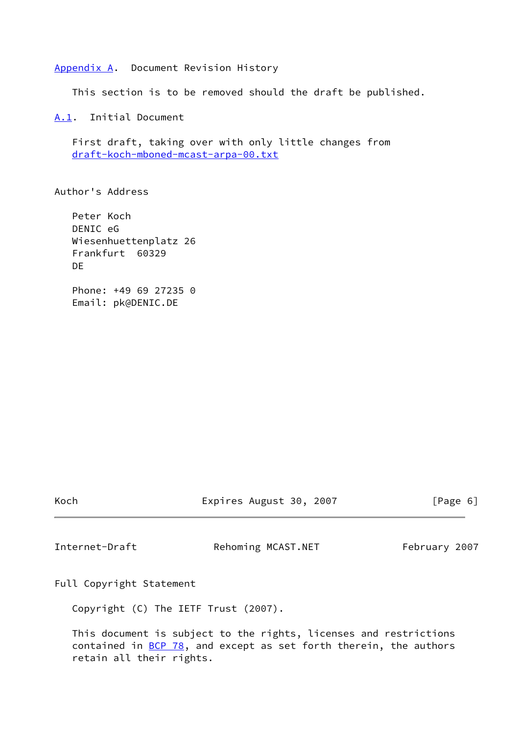## Appendix A. Document Revision History

This section is to be removed should the draft be published.

### A.1. Initial Document

First draft, taking over with only little changes from draft-koch-mboned-mcast-arpa-00.txt

## Author's Address

Peter Koch
DENIC eG
Wiesenhuettenplatz 26
Frankfurt 60329
DE

Phone: +49 69 27235 0
Email: pk@DENIC.DE

## Full Copyright Statement

Copyright (C) The IETF Trust (2007).

This document is subject to the rights, licenses and restrictions contained in BCP 78, and except as set forth therein, the authors retain all their rights.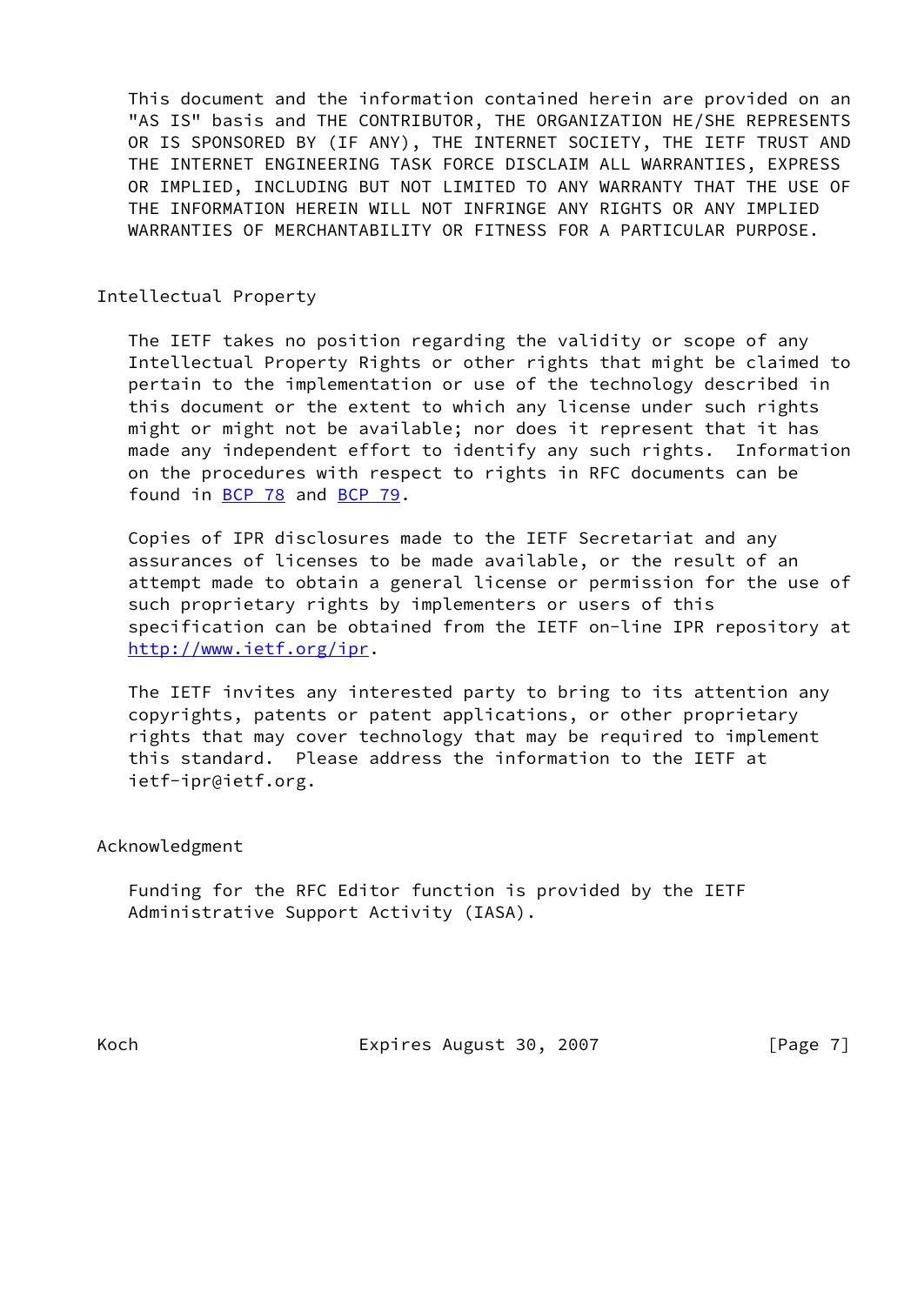This document and the information contained herein are provided on an "AS IS" basis and THE CONTRIBUTOR, THE ORGANIZATION HE/SHE REPRESENTS OR IS SPONSORED BY (IF ANY), THE INTERNET SOCIETY, THE IETF TRUST AND THE INTERNET ENGINEERING TASK FORCE DISCLAIM ALL WARRANTIES, EXPRESS OR IMPLIED, INCLUDING BUT NOT LIMITED TO ANY WARRANTY THAT THE USE OF THE INFORMATION HEREIN WILL NOT INFRINGE ANY RIGHTS OR ANY IMPLIED WARRANTIES OF MERCHANTABILITY OR FITNESS FOR A PARTICULAR PURPOSE.

## Intellectual Property

The IETF takes no position regarding the validity or scope of any Intellectual Property Rights or other rights that might be claimed to pertain to the implementation or use of the technology described in this document or the extent to which any license under such rights might or might not be available; nor does it represent that it has made any independent effort to identify any such rights. Information on the procedures with respect to rights in RFC documents can be found in BCP 78 and BCP 79.

Copies of IPR disclosures made to the IETF Secretariat and any assurances of licenses to be made available, or the result of an attempt made to obtain a general license or permission for the use of such proprietary rights by implementers or users of this specification can be obtained from the IETF on-line IPR repository at http://www.ietf.org/ipr.

The IETF invites any interested party to bring to its attention any copyrights, patents or patent applications, or other proprietary rights that may cover technology that may be required to implement this standard. Please address the information to the IETF at ietf-ipr@ietf.org.

## Acknowledgment

Funding for the RFC Editor function is provided by the IETF Administrative Support Activity (IASA).